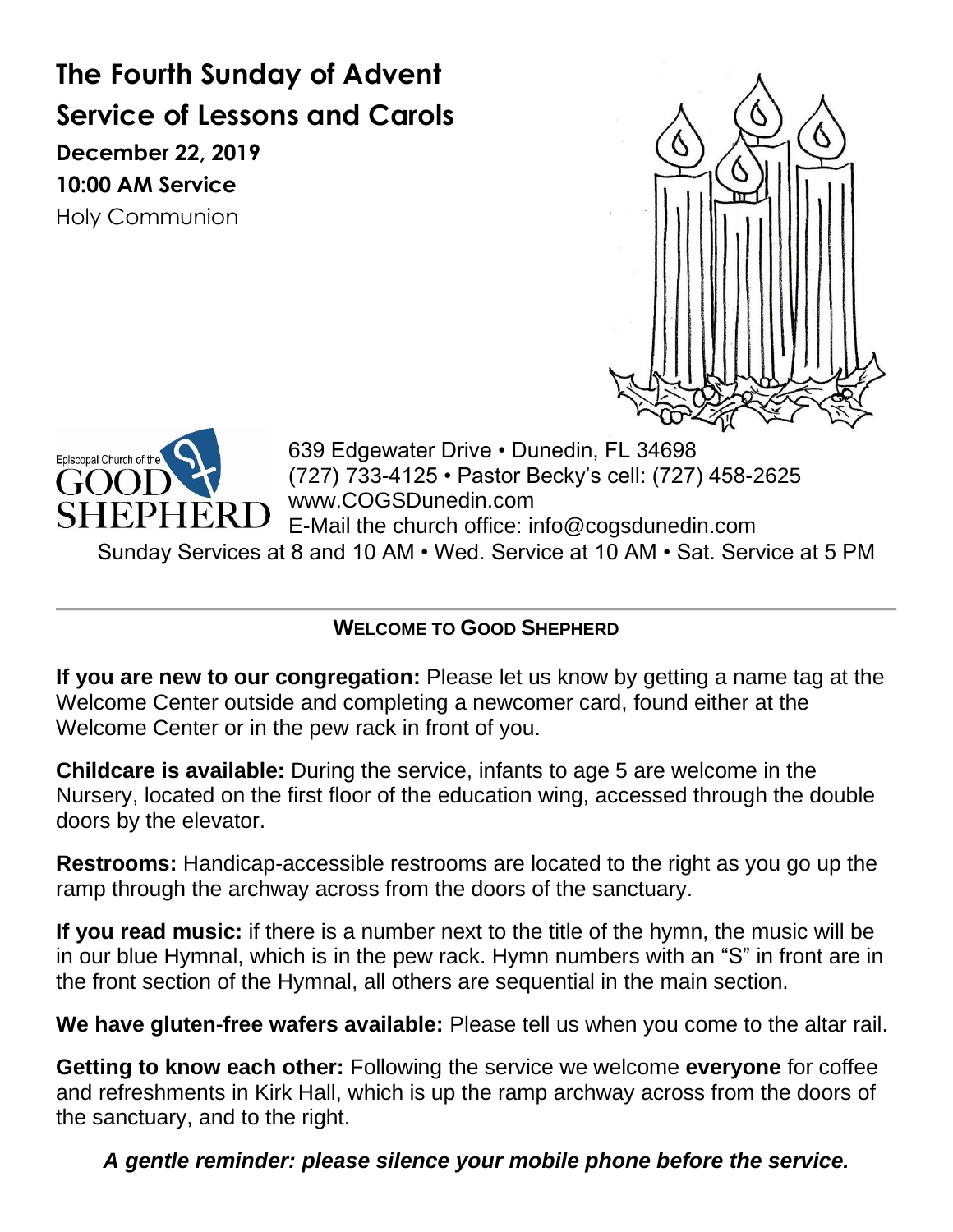# The Fourth Sunday of Advent

## Service of Lessons and Carols

### December 22, 2019

### 10:00 AM Service

Holy Communion

Episcopal Church of the GOOD SHEPHERD

639 Edgewater Drive • Dunedin, FL 34698
(727) 733-4125 • Pastor Becky's cell: (727) 458-2625
www.COGSDunedin.com
E-Mail the church office: info@cogsdunedin.com

Sunday Services at 8 and 10 AM • Wed. Service at 10 AM • Sat. Service at 5 PM

---

**WELCOME TO GOOD SHEPHERD**

**If you are new to our congregation:** Please let us know by getting a name tag at the Welcome Center outside and completing a newcomer card, found either at the Welcome Center or in the pew rack in front of you.

**Childcare is available:** During the service, infants to age 5 are welcome in the Nursery, located on the first floor of the education wing, accessed through the double doors by the elevator.

**Restrooms:** Handicap-accessible restrooms are located to the right as you go up the ramp through the archway across from the doors of the sanctuary.

**If you read music:** if there is a number next to the title of the hymn, the music will be in our blue Hymnal, which is in the pew rack. Hymn numbers with an "S" in front are in the front section of the Hymnal, all others are sequential in the main section.

**We have gluten-free wafers available:** Please tell us when you come to the altar rail.

**Getting to know each other:** Following the service we welcome **everyone** for coffee and refreshments in Kirk Hall, which is up the ramp archway across from the doors of the sanctuary, and to the right.

***A gentle reminder: please silence your mobile phone before the service.***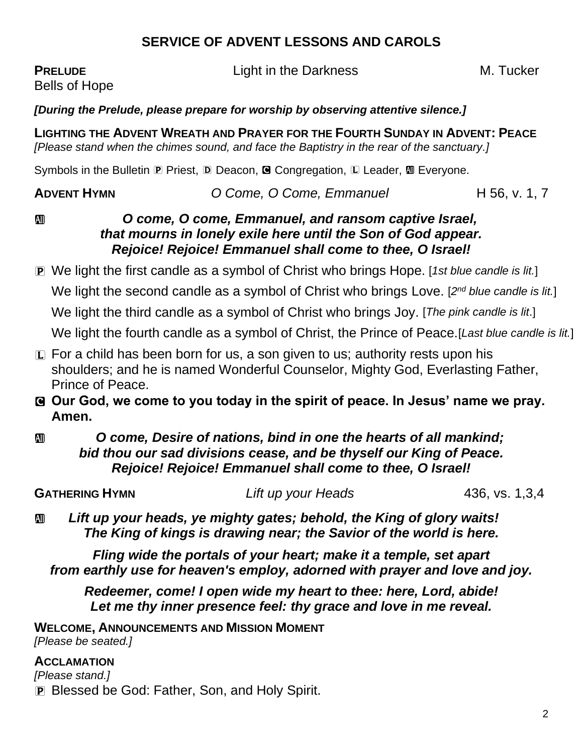## SERVICE OF ADVENT LESSONS AND CAROLS

**PRELUDE** Light in the Darkness M. Tucker
Bells of Hope

***[During the Prelude, please prepare for worship by observing attentive silence.]***

**LIGHTING THE ADVENT WREATH AND PRAYER FOR THE FOURTH SUNDAY IN ADVENT: PEACE**
*[Please stand when the chimes sound, and face the Baptistry in the rear of the sanctuary.]*

Symbols in the Bulletin Ⓟ Priest, Ⓓ Deacon, Ⓒ Congregation, Ⓛ Leader, Ⓐ Everyone.

**ADVENT HYMN** *O Come, O Come, Emmanuel* H 56, v. 1, 7

Ⓐ ***O come, O come, Emmanuel, and ransom captive Israel,***
***that mourns in lonely exile here until the Son of God appear.***
***Rejoice! Rejoice! Emmanuel shall come to thee, O Israel!***

Ⓟ We light the first candle as a symbol of Christ who brings Hope. [*1st blue candle is lit.*]
We light the second candle as a symbol of Christ who brings Love. [*2nd blue candle is lit.*]
We light the third candle as a symbol of Christ who brings Joy. [*The pink candle is lit*.]
We light the fourth candle as a symbol of Christ, the Prince of Peace.[*Last blue candle is lit.*]

Ⓛ For a child has been born for us, a son given to us; authority rests upon his shoulders; and he is named Wonderful Counselor, Mighty God, Everlasting Father, Prince of Peace.

Ⓒ **Our God, we come to you today in the spirit of peace. In Jesus' name we pray. Amen.**

Ⓐ ***O come, Desire of nations, bind in one the hearts of all mankind;***
***bid thou our sad divisions cease, and be thyself our King of Peace.***
***Rejoice! Rejoice! Emmanuel shall come to thee, O Israel!***

**GATHERING HYMN** *Lift up your Heads* 436, vs. 1,3,4

Ⓐ ***Lift up your heads, ye mighty gates; behold, the King of glory waits!***
***The King of kings is drawing near; the Savior of the world is here.***

***Fling wide the portals of your heart; make it a temple, set apart***
***from earthly use for heaven's employ, adorned with prayer and love and joy.***

***Redeemer, come! I open wide my heart to thee: here, Lord, abide!***
***Let me thy inner presence feel: thy grace and love in me reveal.***

**WELCOME, ANNOUNCEMENTS AND MISSION MOMENT**
*[Please be seated.]*

**ACCLAMATION**
*[Please stand.]*
Ⓟ Blessed be God: Father, Son, and Holy Spirit.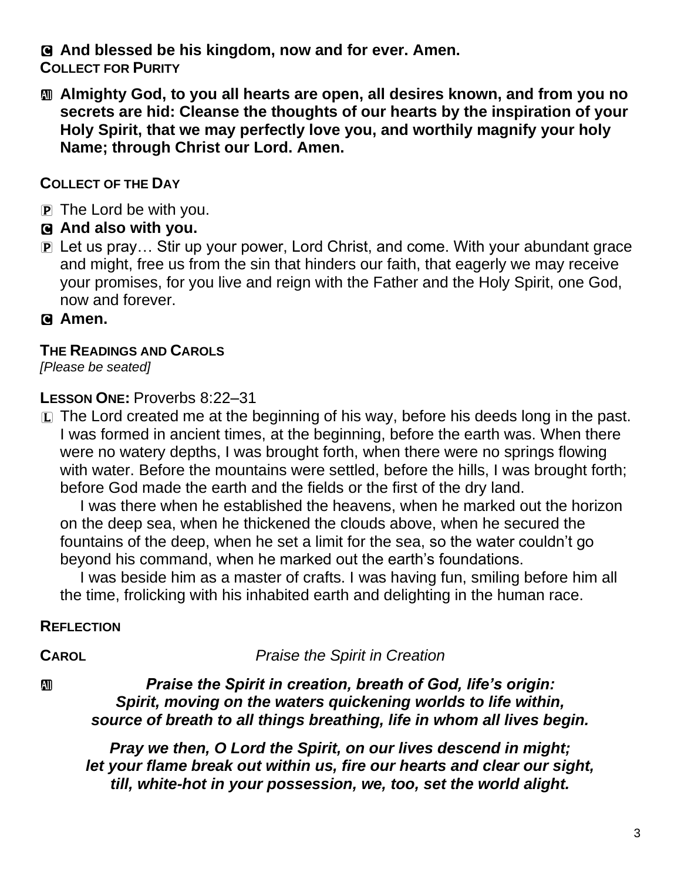C **And blessed be his kingdom, now and for ever. Amen.**

**COLLECT FOR PURITY**

All **Almighty God, to you all hearts are open, all desires known, and from you no secrets are hid: Cleanse the thoughts of our hearts by the inspiration of your Holy Spirit, that we may perfectly love you, and worthily magnify your holy Name; through Christ our Lord. Amen.**

**COLLECT OF THE DAY**

P The Lord be with you.

C **And also with you.**

P Let us pray… Stir up your power, Lord Christ, and come. With your abundant grace and might, free us from the sin that hinders our faith, that eagerly we may receive your promises, for you live and reign with the Father and the Holy Spirit, one God, now and forever.

C **Amen.**

**THE READINGS AND CAROLS**

*[Please be seated]*

**LESSON ONE:** Proverbs 8:22–31

L The Lord created me at the beginning of his way, before his deeds long in the past. I was formed in ancient times, at the beginning, before the earth was. When there were no watery depths, I was brought forth, when there were no springs flowing with water. Before the mountains were settled, before the hills, I was brought forth; before God made the earth and the fields or the first of the dry land.

I was there when he established the heavens, when he marked out the horizon on the deep sea, when he thickened the clouds above, when he secured the fountains of the deep, when he set a limit for the sea, so the water couldn't go beyond his command, when he marked out the earth's foundations.

I was beside him as a master of crafts. I was having fun, smiling before him all the time, frolicking with his inhabited earth and delighting in the human race.

**REFLECTION**

**CAROL** *Praise the Spirit in Creation*

All ***Praise the Spirit in creation, breath of God, life's origin:***
***Spirit, moving on the waters quickening worlds to life within,***
***source of breath to all things breathing, life in whom all lives begin.***

***Pray we then, O Lord the Spirit, on our lives descend in might;***
***let your flame break out within us, fire our hearts and clear our sight,***
***till, white-hot in your possession, we, too, set the world alight.***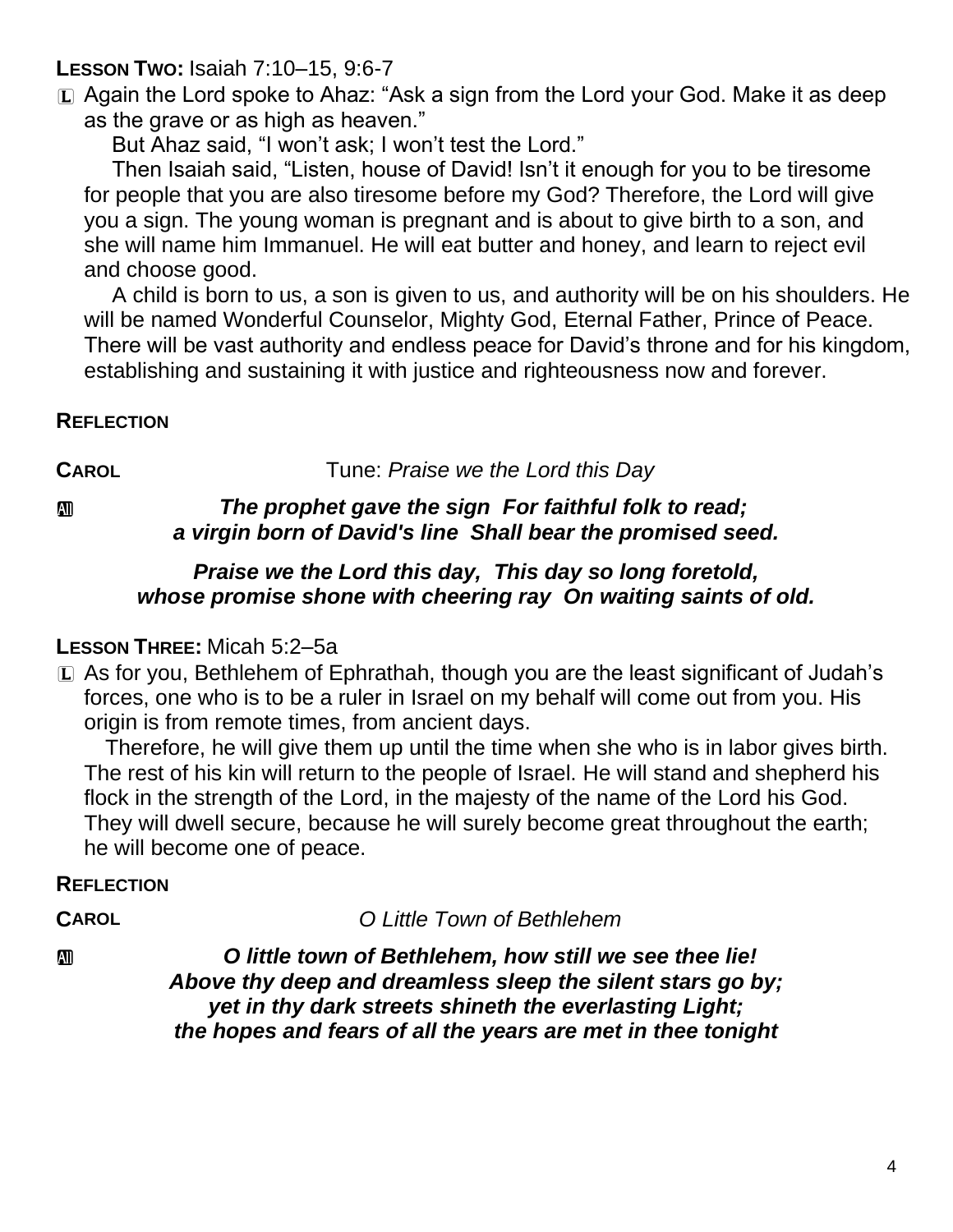**LESSON TWO:** Isaiah 7:10–15, 9:6-7

Ⓛ Again the Lord spoke to Ahaz: "Ask a sign from the Lord your God. Make it as deep as the grave or as high as heaven."

But Ahaz said, "I won't ask; I won't test the Lord."

Then Isaiah said, "Listen, house of David! Isn't it enough for you to be tiresome for people that you are also tiresome before my God? Therefore, the Lord will give you a sign. The young woman is pregnant and is about to give birth to a son, and she will name him Immanuel. He will eat butter and honey, and learn to reject evil and choose good.

A child is born to us, a son is given to us, and authority will be on his shoulders. He will be named Wonderful Counselor, Mighty God, Eternal Father, Prince of Peace. There will be vast authority and endless peace for David's throne and for his kingdom, establishing and sustaining it with justice and righteousness now and forever.

**REFLECTION**

**CAROL** Tune: *Praise we the Lord this Day*

Ⓐ ***The prophet gave the sign For faithful folk to read;***
***a virgin born of David's line Shall bear the promised seed.***

***Praise we the Lord this day, This day so long foretold,***
***whose promise shone with cheering ray On waiting saints of old.***

**LESSON THREE:** Micah 5:2–5a

Ⓛ As for you, Bethlehem of Ephrathah, though you are the least significant of Judah's forces, one who is to be a ruler in Israel on my behalf will come out from you. His origin is from remote times, from ancient days.

Therefore, he will give them up until the time when she who is in labor gives birth. The rest of his kin will return to the people of Israel. He will stand and shepherd his flock in the strength of the Lord, in the majesty of the name of the Lord his God. They will dwell secure, because he will surely become great throughout the earth; he will become one of peace.

**REFLECTION**

**CAROL** *O Little Town of Bethlehem*

Ⓐ ***O little town of Bethlehem, how still we see thee lie!***
***Above thy deep and dreamless sleep the silent stars go by;***
***yet in thy dark streets shineth the everlasting Light;***
***the hopes and fears of all the years are met in thee tonight***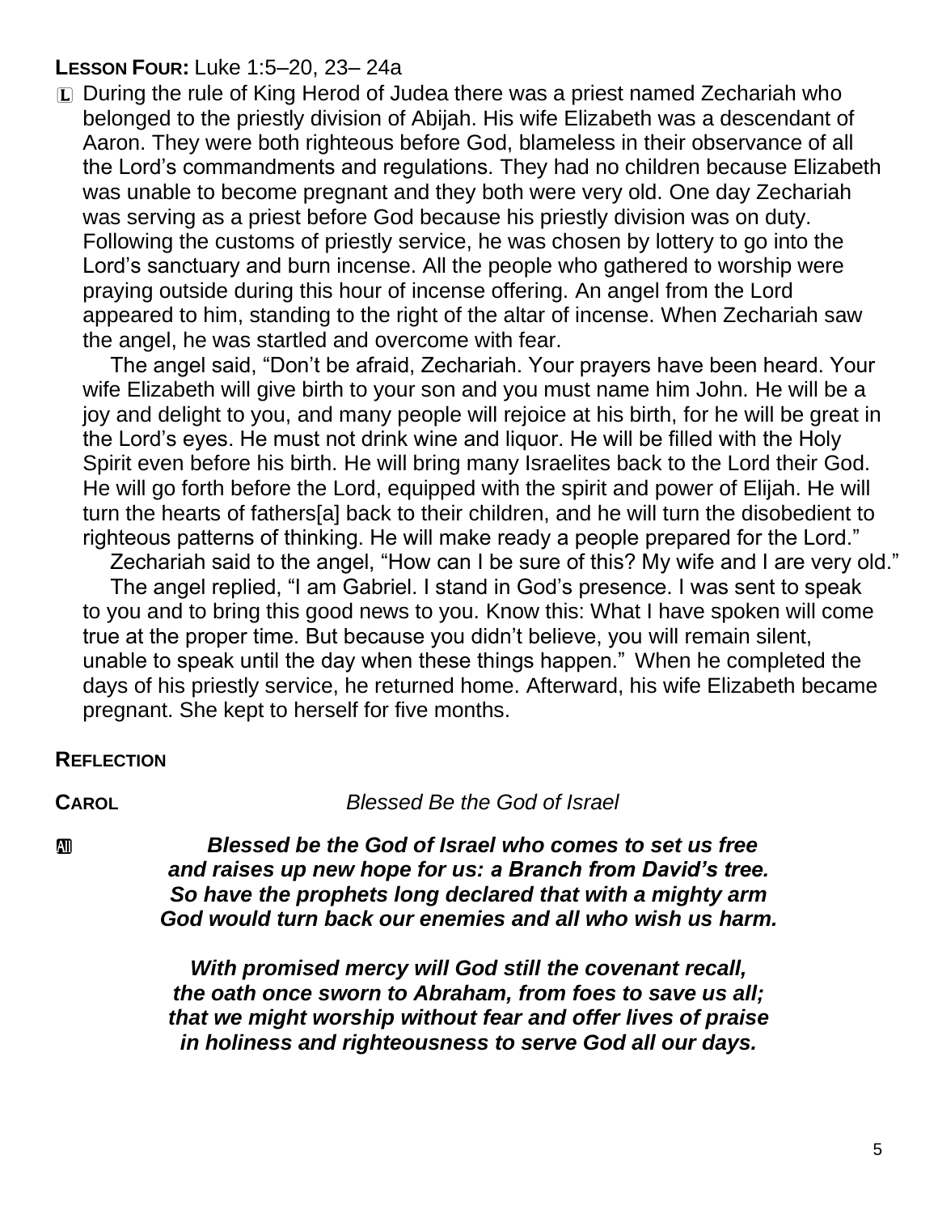**LESSON FOUR:** Luke 1:5–20, 23– 24a

L During the rule of King Herod of Judea there was a priest named Zechariah who belonged to the priestly division of Abijah. His wife Elizabeth was a descendant of Aaron. They were both righteous before God, blameless in their observance of all the Lord's commandments and regulations. They had no children because Elizabeth was unable to become pregnant and they both were very old. One day Zechariah was serving as a priest before God because his priestly division was on duty. Following the customs of priestly service, he was chosen by lottery to go into the Lord's sanctuary and burn incense. All the people who gathered to worship were praying outside during this hour of incense offering. An angel from the Lord appeared to him, standing to the right of the altar of incense. When Zechariah saw the angel, he was startled and overcome with fear.

The angel said, "Don't be afraid, Zechariah. Your prayers have been heard. Your wife Elizabeth will give birth to your son and you must name him John. He will be a joy and delight to you, and many people will rejoice at his birth, for he will be great in the Lord's eyes. He must not drink wine and liquor. He will be filled with the Holy Spirit even before his birth. He will bring many Israelites back to the Lord their God. He will go forth before the Lord, equipped with the spirit and power of Elijah. He will turn the hearts of fathers[a] back to their children, and he will turn the disobedient to righteous patterns of thinking. He will make ready a people prepared for the Lord."

Zechariah said to the angel, "How can I be sure of this? My wife and I are very old."

The angel replied, "I am Gabriel. I stand in God's presence. I was sent to speak to you and to bring this good news to you. Know this: What I have spoken will come true at the proper time. But because you didn't believe, you will remain silent, unable to speak until the day when these things happen." When he completed the days of his priestly service, he returned home. Afterward, his wife Elizabeth became pregnant. She kept to herself for five months.

**REFLECTION**

**CAROL** *Blessed Be the God of Israel*

All ***Blessed be the God of Israel who comes to set us free***
***and raises up new hope for us: a Branch from David's tree.***
***So have the prophets long declared that with a mighty arm***
***God would turn back our enemies and all who wish us harm.***

***With promised mercy will God still the covenant recall,***
***the oath once sworn to Abraham, from foes to save us all;***
***that we might worship without fear and offer lives of praise***
***in holiness and righteousness to serve God all our days.***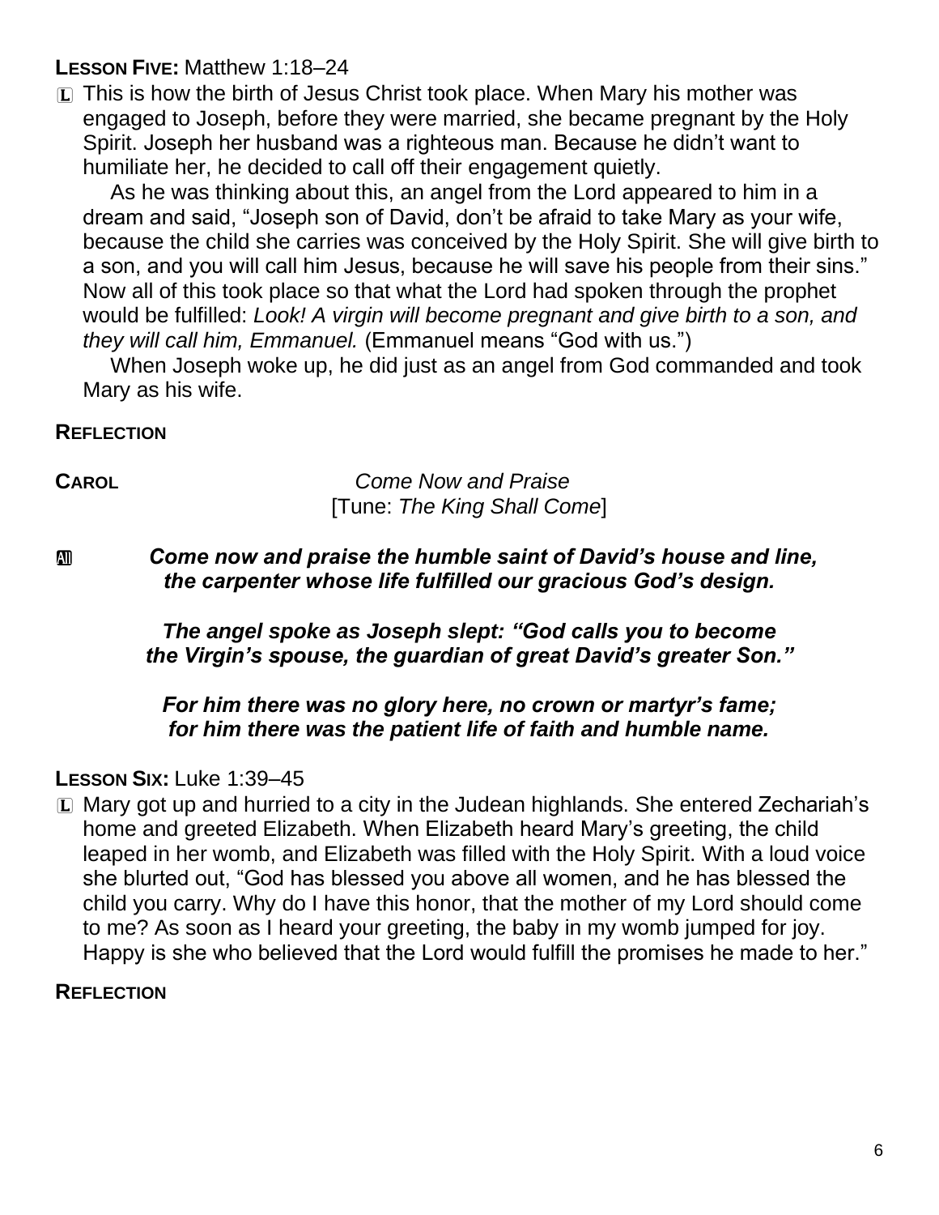**LESSON FIVE:** Matthew 1:18–24

L This is how the birth of Jesus Christ took place. When Mary his mother was engaged to Joseph, before they were married, she became pregnant by the Holy Spirit. Joseph her husband was a righteous man. Because he didn't want to humiliate her, he decided to call off their engagement quietly.

As he was thinking about this, an angel from the Lord appeared to him in a dream and said, "Joseph son of David, don't be afraid to take Mary as your wife, because the child she carries was conceived by the Holy Spirit. She will give birth to a son, and you will call him Jesus, because he will save his people from their sins." Now all of this took place so that what the Lord had spoken through the prophet would be fulfilled: *Look! A virgin will become pregnant and give birth to a son, and they will call him, Emmanuel.* (Emmanuel means "God with us.")

When Joseph woke up, he did just as an angel from God commanded and took Mary as his wife.

**REFLECTION**

**CAROL** *Come Now and Praise*
[Tune: *The King Shall Come*]

All ***Come now and praise the humble saint of David's house and line, the carpenter whose life fulfilled our gracious God's design.***

***The angel spoke as Joseph slept: "God calls you to become the Virgin's spouse, the guardian of great David's greater Son."***

***For him there was no glory here, no crown or martyr's fame; for him there was the patient life of faith and humble name.***

**LESSON SIX:** Luke 1:39–45

L Mary got up and hurried to a city in the Judean highlands. She entered Zechariah's home and greeted Elizabeth. When Elizabeth heard Mary's greeting, the child leaped in her womb, and Elizabeth was filled with the Holy Spirit. With a loud voice she blurted out, "God has blessed you above all women, and he has blessed the child you carry. Why do I have this honor, that the mother of my Lord should come to me? As soon as I heard your greeting, the baby in my womb jumped for joy. Happy is she who believed that the Lord would fulfill the promises he made to her."

**REFLECTION**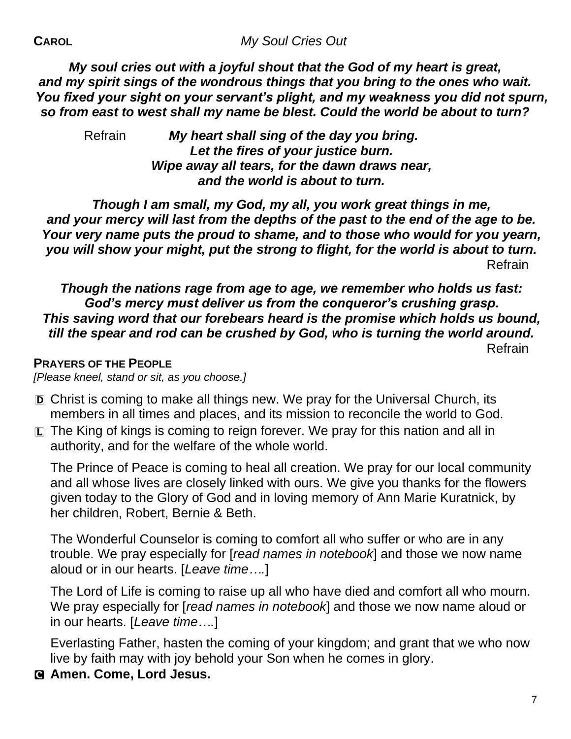**CAROL** *My Soul Cries Out*

***My soul cries out with a joyful shout that the God of my heart is great,***
***and my spirit sings of the wondrous things that you bring to the ones who wait.***
***You fixed your sight on your servant's plight, and my weakness you did not spurn,***
***so from east to west shall my name be blest. Could the world be about to turn?***

Refrain ***My heart shall sing of the day you bring.***
***Let the fires of your justice burn.***
***Wipe away all tears, for the dawn draws near,***
***and the world is about to turn.***

***Though I am small, my God, my all, you work great things in me,***
***and your mercy will last from the depths of the past to the end of the age to be.***
***Your very name puts the proud to shame, and to those who would for you yearn,***
***you will show your might, put the strong to flight, for the world is about to turn.***
Refrain

***Though the nations rage from age to age, we remember who holds us fast:***
***God's mercy must deliver us from the conqueror's crushing grasp.***
***This saving word that our forebears heard is the promise which holds us bound,***
***till the spear and rod can be crushed by God, who is turning the world around.***
Refrain

**PRAYERS OF THE PEOPLE**
*[Please kneel, stand or sit, as you choose.]*

D Christ is coming to make all things new. We pray for the Universal Church, its members in all times and places, and its mission to reconcile the world to God.

L The King of kings is coming to reign forever. We pray for this nation and all in authority, and for the welfare of the whole world.

The Prince of Peace is coming to heal all creation. We pray for our local community and all whose lives are closely linked with ours. We give you thanks for the flowers given today to the Glory of God and in loving memory of Ann Marie Kuratnick, by her children, Robert, Bernie & Beth.

The Wonderful Counselor is coming to comfort all who suffer or who are in any trouble. We pray especially for [*read names in notebook*] and those we now name aloud or in our hearts. [*Leave time….*]

The Lord of Life is coming to raise up all who have died and comfort all who mourn. We pray especially for [*read names in notebook*] and those we now name aloud or in our hearts. [*Leave time….*]

Everlasting Father, hasten the coming of your kingdom; and grant that we who now live by faith may with joy behold your Son when he comes in glory.

**C Amen. Come, Lord Jesus.**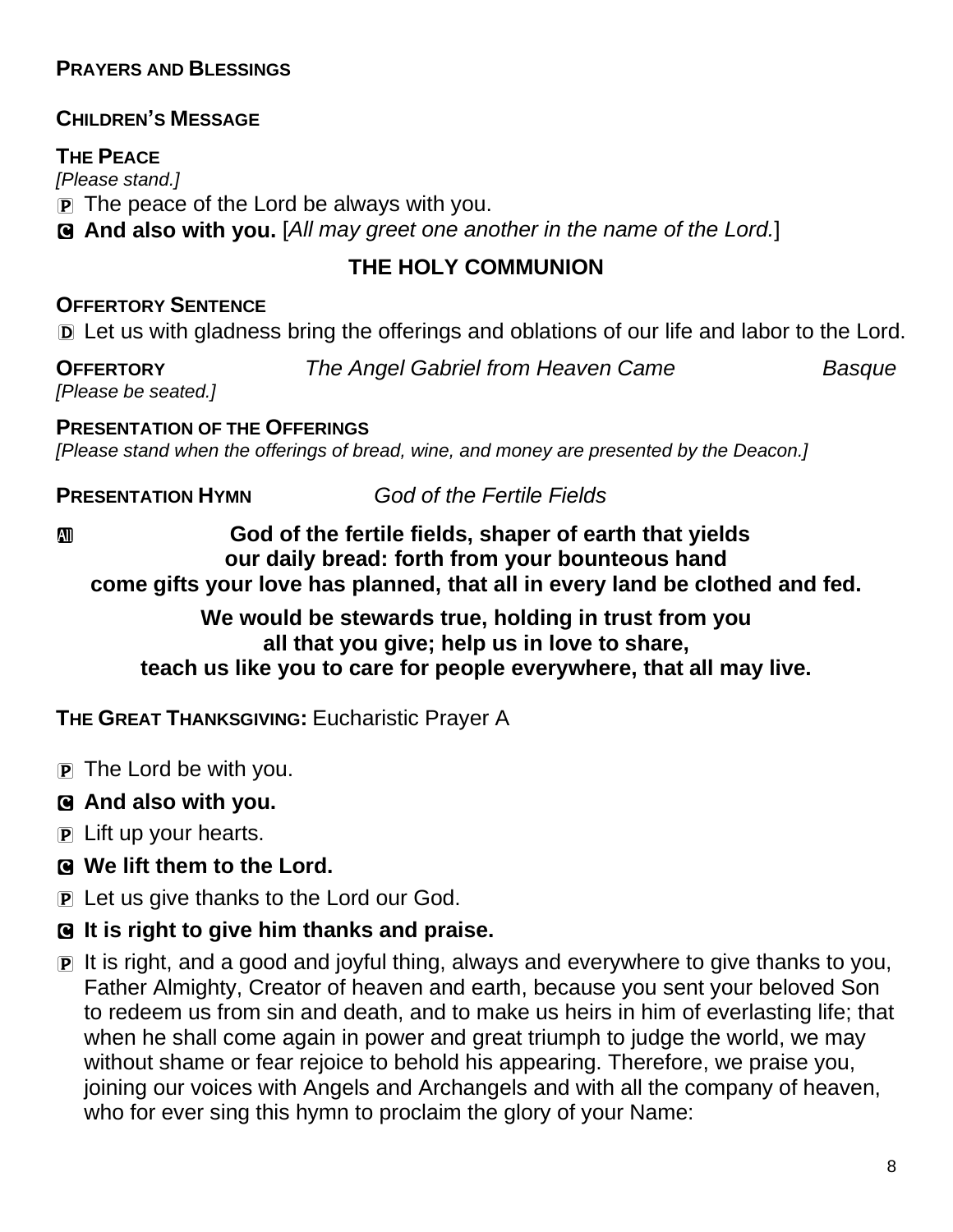**PRAYERS AND BLESSINGS**

**CHILDREN'S MESSAGE**

**THE PEACE**

*[Please stand.]*

P The peace of the Lord be always with you.

C **And also with you.** [*All may greet one another in the name of the Lord.*]

## THE HOLY COMMUNION

**OFFERTORY SENTENCE**

D Let us with gladness bring the offerings and oblations of our life and labor to the Lord.

**OFFERTORY** *The Angel Gabriel from Heaven Came* *Basque*

*[Please be seated.]*

**PRESENTATION OF THE OFFERINGS**

*[Please stand when the offerings of bread, wine, and money are presented by the Deacon.]*

**PRESENTATION HYMN** *God of the Fertile Fields*

All **God of the fertile fields, shaper of earth that yields**
**our daily bread: forth from your bounteous hand**
**come gifts your love has planned, that all in every land be clothed and fed.**

**We would be stewards true, holding in trust from you**
**all that you give; help us in love to share,**
**teach us like you to care for people everywhere, that all may live.**

**THE GREAT THANKSGIVING:** Eucharistic Prayer A

P The Lord be with you.

C **And also with you.**

P Lift up your hearts.

C **We lift them to the Lord.**

P Let us give thanks to the Lord our God.

C **It is right to give him thanks and praise.**

P It is right, and a good and joyful thing, always and everywhere to give thanks to you, Father Almighty, Creator of heaven and earth, because you sent your beloved Son to redeem us from sin and death, and to make us heirs in him of everlasting life; that when he shall come again in power and great triumph to judge the world, we may without shame or fear rejoice to behold his appearing. Therefore, we praise you, joining our voices with Angels and Archangels and with all the company of heaven, who for ever sing this hymn to proclaim the glory of your Name: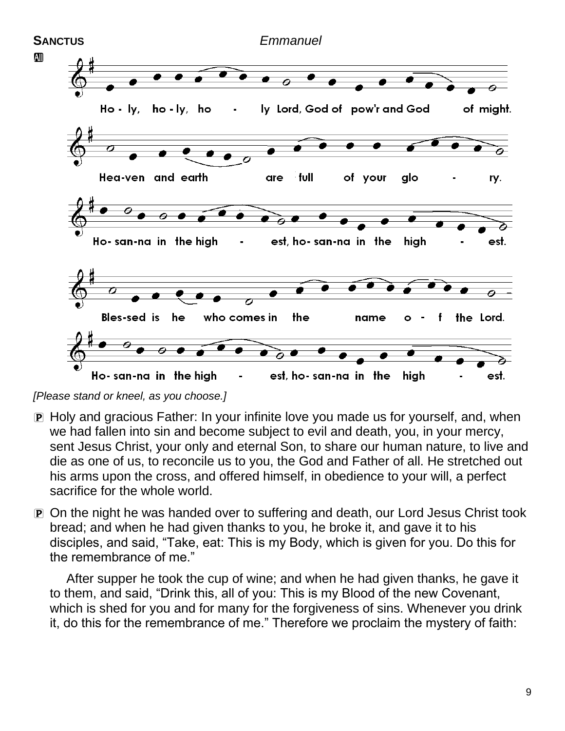**SANCTUS** *Emmanuel*

All

Ho - ly, ho - ly, ho - ly Lord, God of pow'r and God of might.

Hea-ven and earth are full of your glo - ry.

Ho- san-na in the high - est, ho- san-na in the high - est.

Bles-sed is he who comes in the name o - f the Lord.

Ho- san-na in the high - est, ho- san-na in the high - est.

*[Please stand or kneel, as you choose.]*

P Holy and gracious Father: In your infinite love you made us for yourself, and, when we had fallen into sin and become subject to evil and death, you, in your mercy, sent Jesus Christ, your only and eternal Son, to share our human nature, to live and die as one of us, to reconcile us to you, the God and Father of all. He stretched out his arms upon the cross, and offered himself, in obedience to your will, a perfect sacrifice for the whole world.

P On the night he was handed over to suffering and death, our Lord Jesus Christ took bread; and when he had given thanks to you, he broke it, and gave it to his disciples, and said, "Take, eat: This is my Body, which is given for you. Do this for the remembrance of me."

After supper he took the cup of wine; and when he had given thanks, he gave it to them, and said, "Drink this, all of you: This is my Blood of the new Covenant, which is shed for you and for many for the forgiveness of sins. Whenever you drink it, do this for the remembrance of me." Therefore we proclaim the mystery of faith: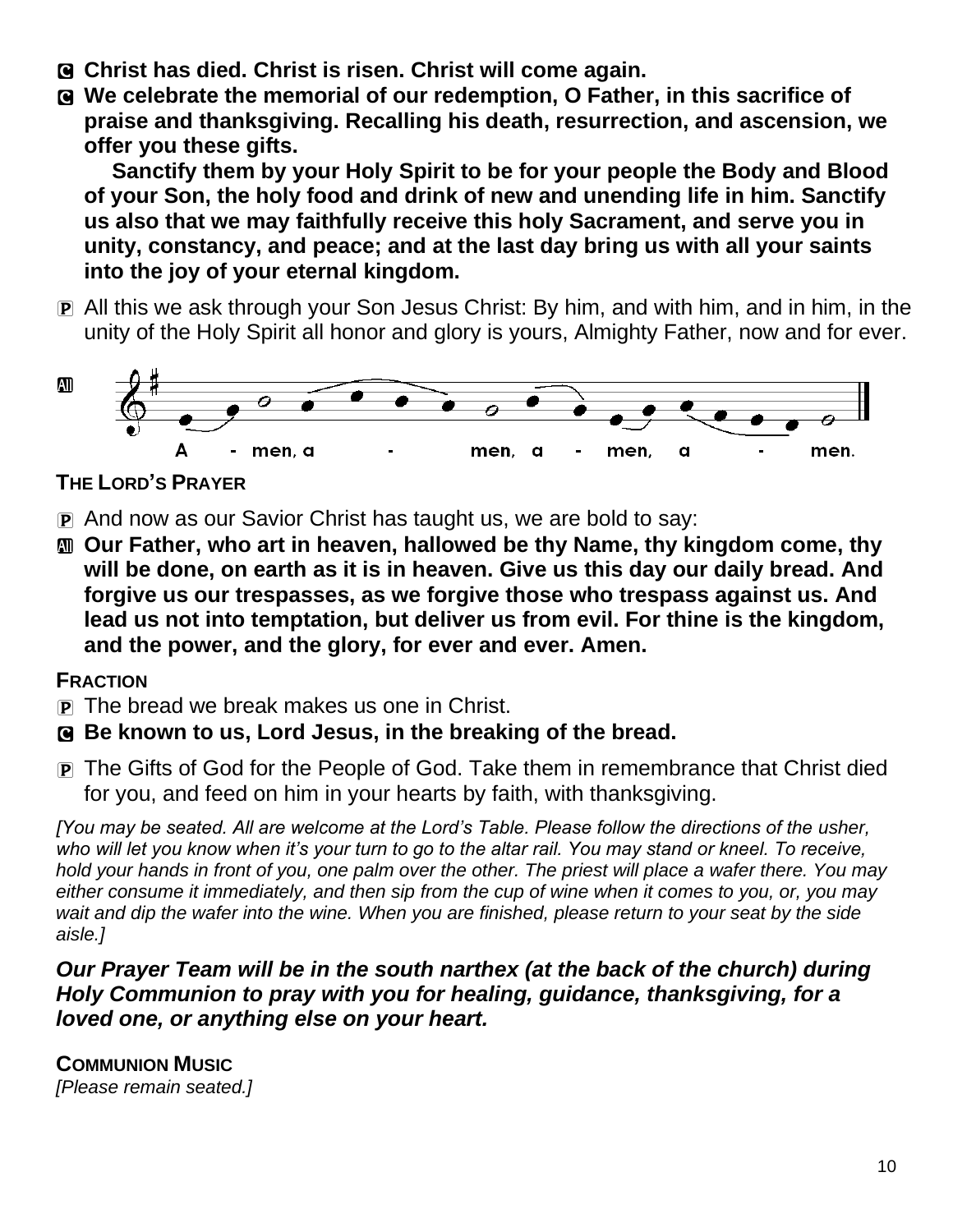**C Christ has died. Christ is risen. Christ will come again.**

**C We celebrate the memorial of our redemption, O Father, in this sacrifice of praise and thanksgiving. Recalling his death, resurrection, and ascension, we offer you these gifts.**

**Sanctify them by your Holy Spirit to be for your people the Body and Blood of your Son, the holy food and drink of new and unending life in him. Sanctify us also that we may faithfully receive this holy Sacrament, and serve you in unity, constancy, and peace; and at the last day bring us with all your saints into the joy of your eternal kingdom.**

P All this we ask through your Son Jesus Christ: By him, and with him, and in him, in the unity of the Holy Spirit all honor and glory is yours, Almighty Father, now and for ever.

All A - men, a - men, a - men, a - men.

**THE LORD'S PRAYER**

P And now as our Savior Christ has taught us, we are bold to say:

**All Our Father, who art in heaven, hallowed be thy Name, thy kingdom come, thy will be done, on earth as it is in heaven. Give us this day our daily bread. And forgive us our trespasses, as we forgive those who trespass against us. And lead us not into temptation, but deliver us from evil. For thine is the kingdom, and the power, and the glory, for ever and ever. Amen.**

**FRACTION**

P The bread we break makes us one in Christ.

**C Be known to us, Lord Jesus, in the breaking of the bread.**

P The Gifts of God for the People of God. Take them in remembrance that Christ died for you, and feed on him in your hearts by faith, with thanksgiving.

*[You may be seated. All are welcome at the Lord's Table. Please follow the directions of the usher, who will let you know when it's your turn to go to the altar rail. You may stand or kneel. To receive, hold your hands in front of you, one palm over the other. The priest will place a wafer there. You may either consume it immediately, and then sip from the cup of wine when it comes to you, or, you may wait and dip the wafer into the wine. When you are finished, please return to your seat by the side aisle.]*

***Our Prayer Team will be in the south narthex (at the back of the church) during Holy Communion to pray with you for healing, guidance, thanksgiving, for a loved one, or anything else on your heart.***

**COMMUNION MUSIC**

*[Please remain seated.]*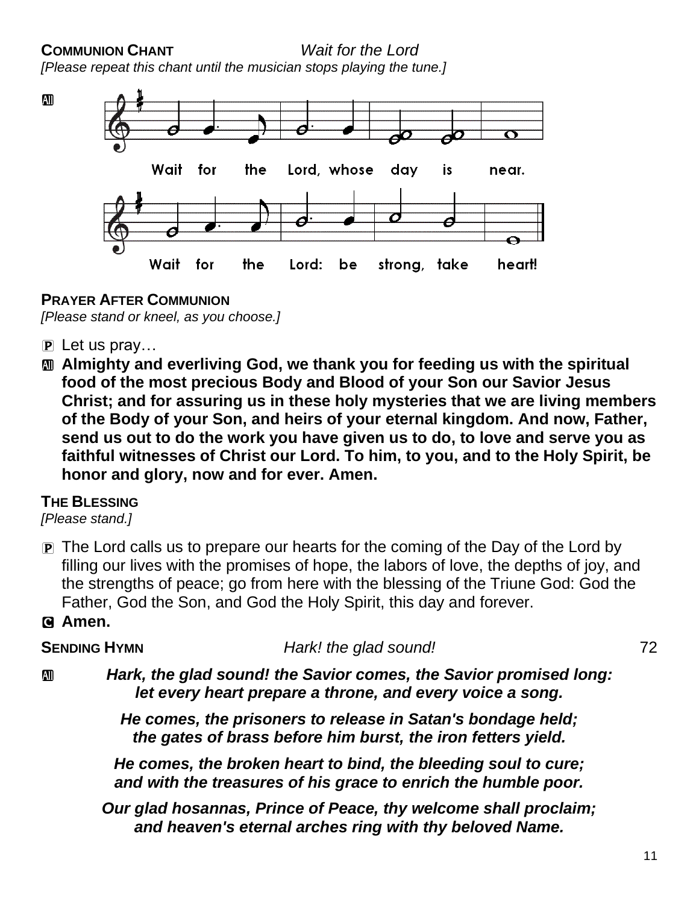**COMMUNION CHANT** *Wait for the Lord*

*[Please repeat this chant until the musician stops playing the tune.]*

All

Wait for the Lord, whose day is near.

Wait for the Lord: be strong, take heart!

**PRAYER AFTER COMMUNION**

*[Please stand or kneel, as you choose.]*

P Let us pray…

All **Almighty and everliving God, we thank you for feeding us with the spiritual food of the most precious Body and Blood of your Son our Savior Jesus Christ; and for assuring us in these holy mysteries that we are living members of the Body of your Son, and heirs of your eternal kingdom. And now, Father, send us out to do the work you have given us to do, to love and serve you as faithful witnesses of Christ our Lord. To him, to you, and to the Holy Spirit, be honor and glory, now and for ever. Amen.**

**THE BLESSING**

*[Please stand.]*

P The Lord calls us to prepare our hearts for the coming of the Day of the Lord by filling our lives with the promises of hope, the labors of love, the depths of joy, and the strengths of peace; go from here with the blessing of the Triune God: God the Father, God the Son, and God the Holy Spirit, this day and forever.

C **Amen.**

**SENDING HYMN** *Hark! the glad sound!* 72

All ***Hark, the glad sound! the Savior comes, the Savior promised long:***
***let every heart prepare a throne, and every voice a song.***

***He comes, the prisoners to release in Satan's bondage held;***
***the gates of brass before him burst, the iron fetters yield.***

***He comes, the broken heart to bind, the bleeding soul to cure;***
***and with the treasures of his grace to enrich the humble poor.***

***Our glad hosannas, Prince of Peace, thy welcome shall proclaim;***
***and heaven's eternal arches ring with thy beloved Name.***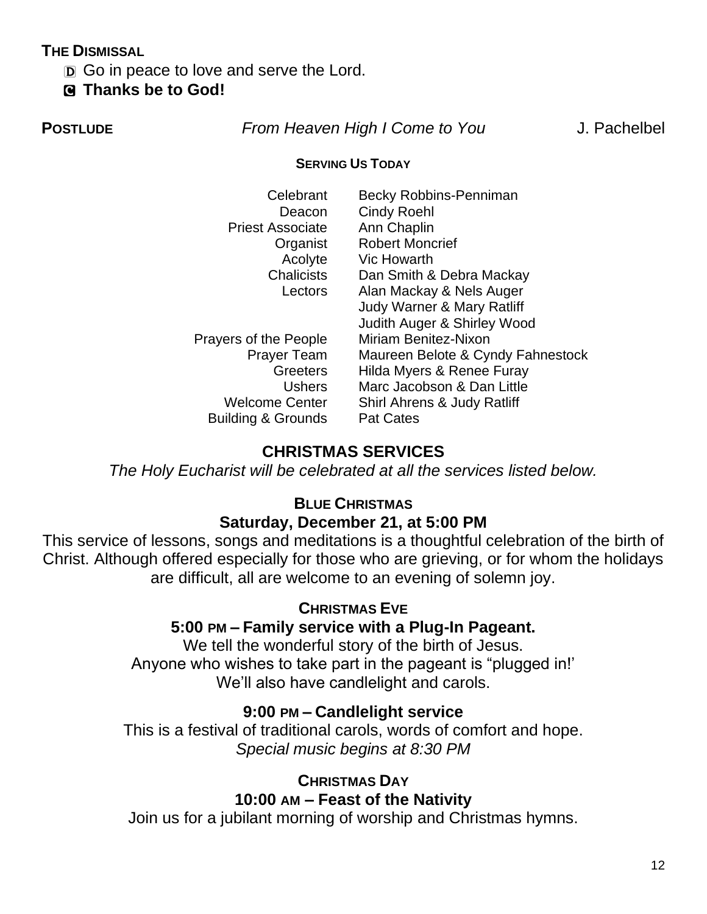**THE DISMISSAL**

Ⓓ Go in peace to love and serve the Lord.

Ⓒ **Thanks be to God!**

**POSTLUDE** *From Heaven High I Come to You* J. Pachelbel

**SERVING US TODAY**

| | |
|---|---|
| Celebrant | Becky Robbins-Penniman |
| Deacon | Cindy Roehl |
| Priest Associate | Ann Chaplin |
| Organist | Robert Moncrief |
| Acolyte | Vic Howarth |
| Chalicists | Dan Smith & Debra Mackay |
| Lectors | Alan Mackay & Nels Auger |
| | Judy Warner & Mary Ratliff |
| | Judith Auger & Shirley Wood |
| Prayers of the People | Miriam Benitez-Nixon |
| Prayer Team | Maureen Belote & Cyndy Fahnestock |
| Greeters | Hilda Myers & Renee Furay |
| Ushers | Marc Jacobson & Dan Little |
| Welcome Center | Shirl Ahrens & Judy Ratliff |
| Building & Grounds | Pat Cates |

## CHRISTMAS SERVICES

*The Holy Eucharist will be celebrated at all the services listed below.*

### BLUE CHRISTMAS

**Saturday, December 21, at 5:00 PM**

This service of lessons, songs and meditations is a thoughtful celebration of the birth of Christ. Although offered especially for those who are grieving, or for whom the holidays are difficult, all are welcome to an evening of solemn joy.

### CHRISTMAS EVE

**5:00 PM – Family service with a Plug-In Pageant.**

We tell the wonderful story of the birth of Jesus.
Anyone who wishes to take part in the pageant is "plugged in!'
We'll also have candlelight and carols.

**9:00 PM – Candlelight service**

This is a festival of traditional carols, words of comfort and hope.
*Special music begins at 8:30 PM*

### CHRISTMAS DAY

**10:00 AM – Feast of the Nativity**

Join us for a jubilant morning of worship and Christmas hymns.